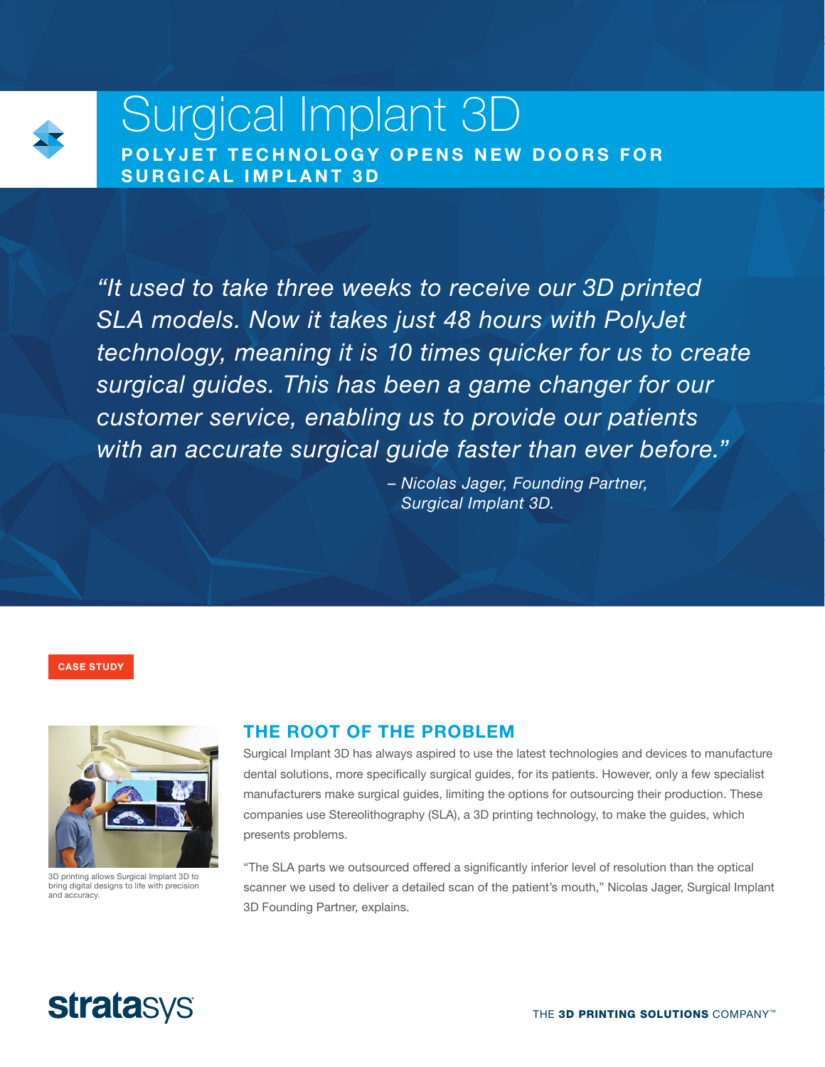# Surgical Implant 3D

## POLYJET TECHNOLOGY OPENS NEW DOORS FOR SURGICAL IMPLANT 3D

*"It used to take three weeks to receive our 3D printed SLA models. Now it takes just 48 hours with PolyJet technology, meaning it is 10 times quicker for us to create surgical guides. This has been a game changer for our customer service, enabling us to provide our patients with an accurate surgical guide faster than ever before."*

*– Nicolas Jager, Founding Partner, Surgical Implant 3D.*

CASE STUDY

3D printing allows Surgical Implant 3D to bring digital designs to life with precision and accuracy.

## THE ROOT OF THE PROBLEM

Surgical Implant 3D has always aspired to use the latest technologies and devices to manufacture dental solutions, more specifically surgical guides, for its patients. However, only a few specialist manufacturers make surgical guides, limiting the options for outsourcing their production. These companies use Stereolithography (SLA), a 3D printing technology, to make the guides, which presents problems.

"The SLA parts we outsourced offered a significantly inferior level of resolution than the optical scanner we used to deliver a detailed scan of the patient's mouth," Nicolas Jager, Surgical Implant 3D Founding Partner, explains.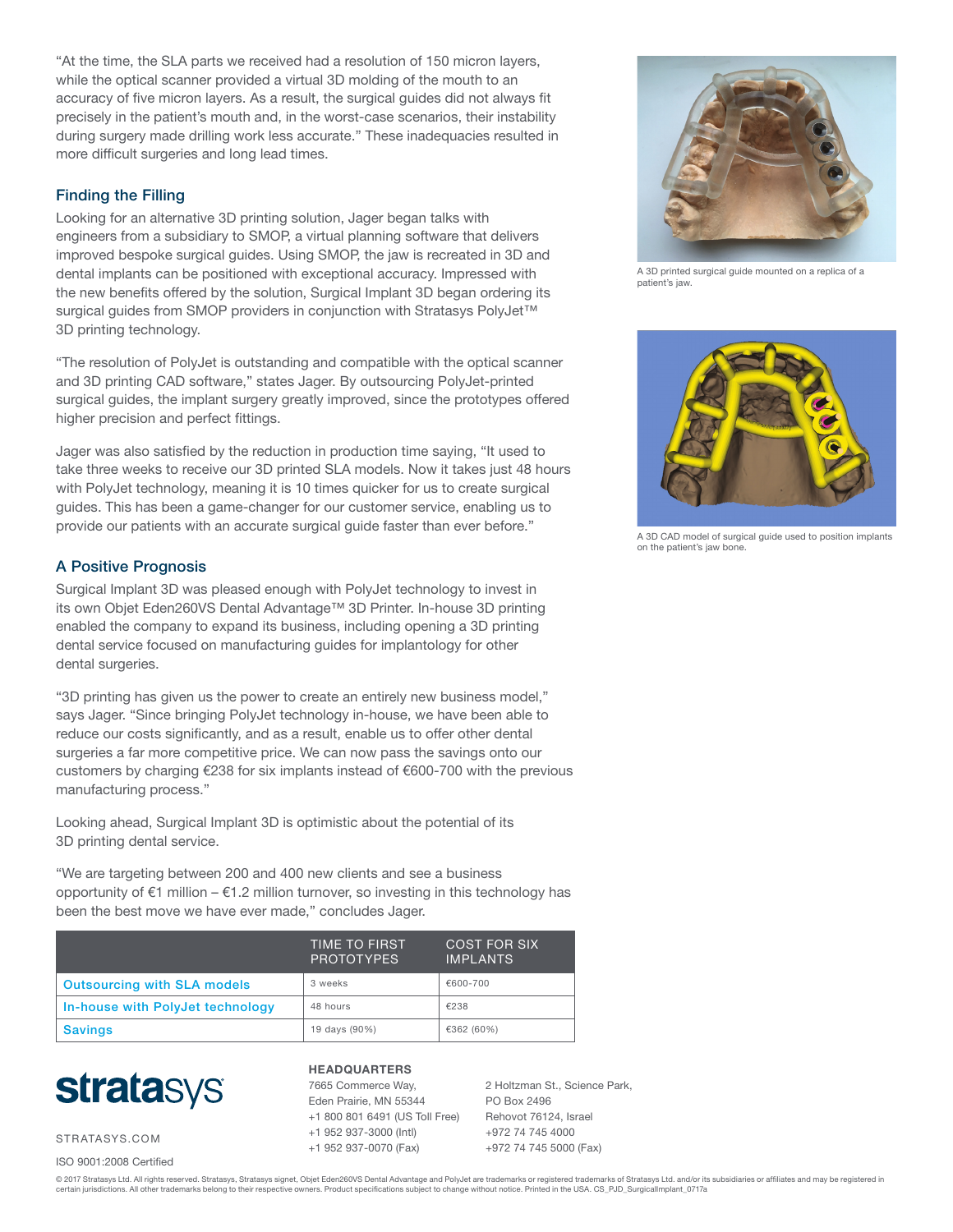"At the time, the SLA parts we received had a resolution of 150 micron layers, while the optical scanner provided a virtual 3D molding of the mouth to an accuracy of five micron layers. As a result, the surgical guides did not always fit precisely in the patient's mouth and, in the worst-case scenarios, their instability during surgery made drilling work less accurate." These inadequacies resulted in more difficult surgeries and long lead times.

## Finding the Filling

Looking for an alternative 3D printing solution, Jager began talks with engineers from a subsidiary to SMOP, a virtual planning software that delivers improved bespoke surgical guides. Using SMOP, the jaw is recreated in 3D and dental implants can be positioned with exceptional accuracy. Impressed with the new benefits offered by the solution, Surgical Implant 3D began ordering its surgical guides from SMOP providers in conjunction with Stratasys PolyJet™ 3D printing technology.

"The resolution of PolyJet is outstanding and compatible with the optical scanner and 3D printing CAD software," states Jager. By outsourcing PolyJet-printed surgical guides, the implant surgery greatly improved, since the prototypes offered higher precision and perfect fittings.

Jager was also satisfied by the reduction in production time saying, "It used to take three weeks to receive our 3D printed SLA models. Now it takes just 48 hours with PolyJet technology, meaning it is 10 times quicker for us to create surgical guides. This has been a game-changer for our customer service, enabling us to provide our patients with an accurate surgical guide faster than ever before."

## A Positive Prognosis

Surgical Implant 3D was pleased enough with PolyJet technology to invest in its own Objet Eden260VS Dental Advantage™ 3D Printer. In-house 3D printing enabled the company to expand its business, including opening a 3D printing dental service focused on manufacturing guides for implantology for other dental surgeries.

"3D printing has given us the power to create an entirely new business model," says Jager. "Since bringing PolyJet technology in-house, we have been able to reduce our costs significantly, and as a result, enable us to offer other dental surgeries a far more competitive price. We can now pass the savings onto our customers by charging €238 for six implants instead of €600-700 with the previous manufacturing process."

Looking ahead, Surgical Implant 3D is optimistic about the potential of its 3D printing dental service.

"We are targeting between 200 and 400 new clients and see a business opportunity of €1 million – €1.2 million turnover, so investing in this technology has been the best move we have ever made," concludes Jager.

| | TIME TO FIRST PROTOTYPES | COST FOR SIX IMPLANTS |
|---|---|---|
| Outsourcing with SLA models | 3 weeks | €600-700 |
| In-house with PolyJet technology | 48 hours | €238 |
| Savings | 19 days (90%) | €362 (60%) |

A 3D printed surgical guide mounted on a replica of a patient's jaw.

A 3D CAD model of surgical guide used to position implants on the patient's jaw bone.

stratasys

STRATASYS.COM

ISO 9001:2008 Certified

**HEADQUARTERS**

7665 Commerce Way,
Eden Prairie, MN 55344
+1 800 801 6491 (US Toll Free)
+1 952 937-3000 (Intl)
+1 952 937-0070 (Fax)

2 Holtzman St., Science Park,
PO Box 2496
Rehovot 76124, Israel
+972 74 745 4000
+972 74 745 5000 (Fax)

© 2017 Stratasys Ltd. All rights reserved. Stratasys, Stratasys signet, Objet Eden260VS Dental Advantage and PolyJet are trademarks or registered trademarks of Stratasys Ltd. and/or its subsidiaries or affiliates and may be registered in certain jurisdictions. All other trademarks belong to their respective owners. Product specifications subject to change without notice. Printed in the USA. CS_PJD_SurgicalImplant_0717a